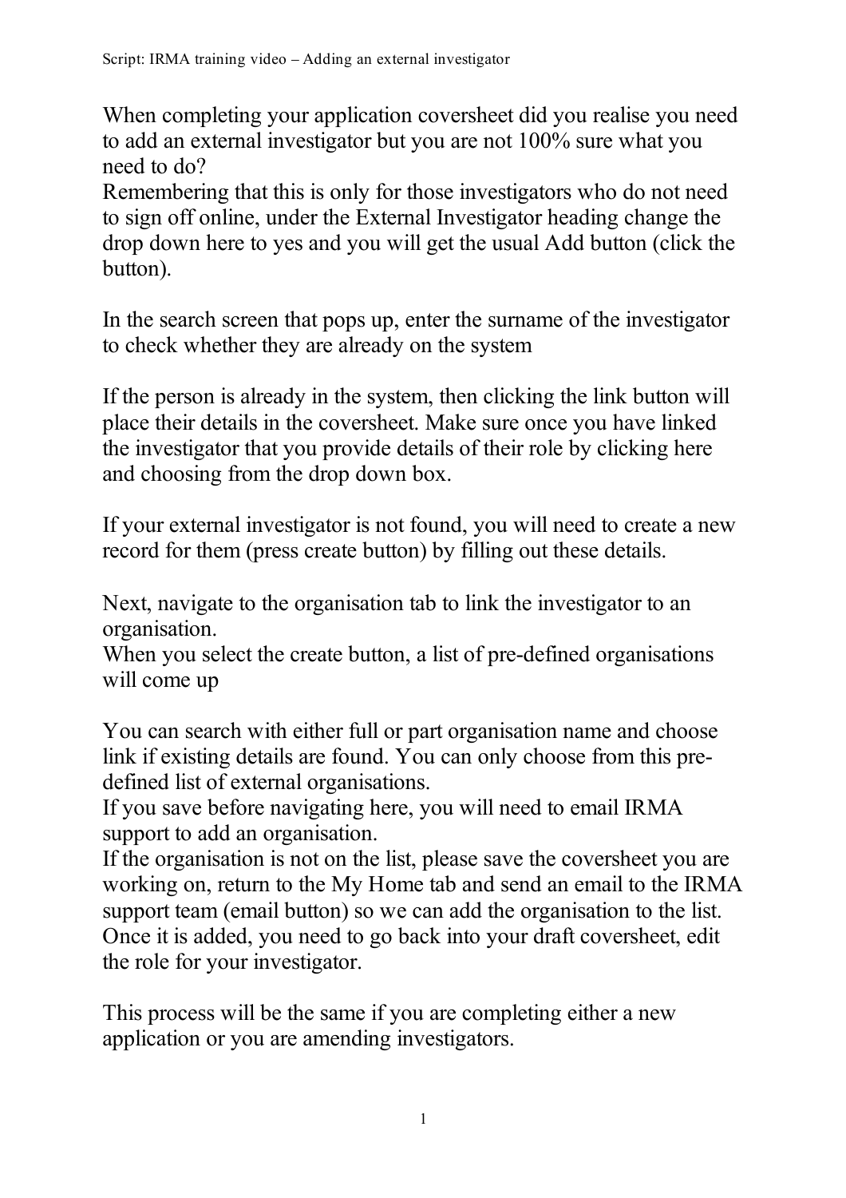When completing your application coversheet did you realise you need to add an external investigator but you are not 100% sure what you need to do?
Remembering that this is only for those investigators who do not need to sign off online, under the External Investigator heading change the drop down here to yes and you will get the usual Add button (click the button).

In the search screen that pops up, enter the surname of the investigator to check whether they are already on the system

If the person is already in the system, then clicking the link button will place their details in the coversheet. Make sure once you have linked the investigator that you provide details of their role by clicking here and choosing from the drop down box.

If your external investigator is not found, you will need to create a new record for them (press create button) by filling out these details.

Next, navigate to the organisation tab to link the investigator to an organisation.
When you select the create button, a list of pre-defined organisations will come up

You can search with either full or part organisation name and choose link if existing details are found. You can only choose from this pre-defined list of external organisations.
If you save before navigating here, you will need to email IRMA support to add an organisation.
If the organisation is not on the list, please save the coversheet you are working on, return to the My Home tab and send an email to the IRMA support team (email button) so we can add the organisation to the list. Once it is added, you need to go back into your draft coversheet, edit the role for your investigator.

This process will be the same if you are completing either a new application or you are amending investigators.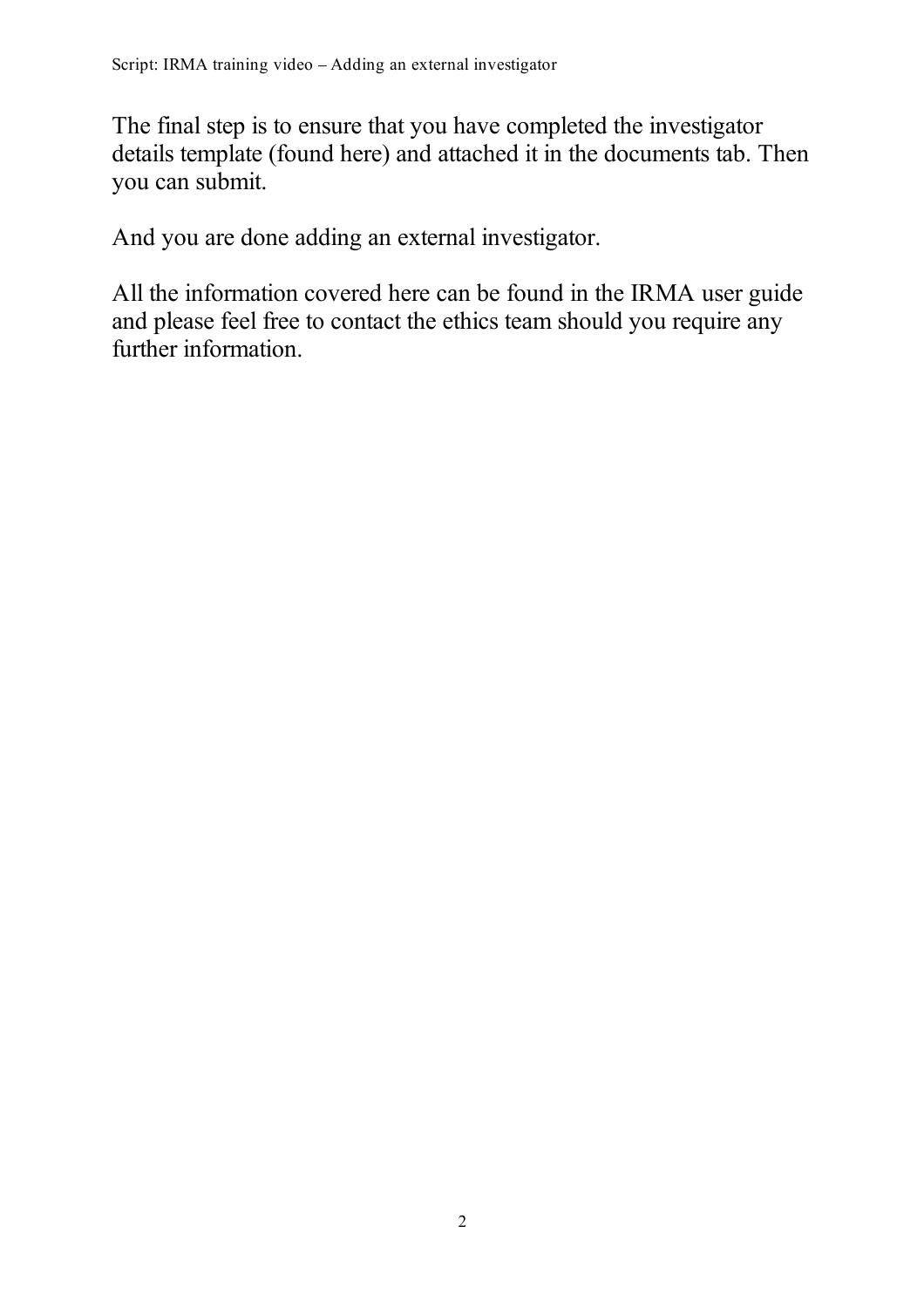The final step is to ensure that you have completed the investigator details template (found here) and attached it in the documents tab. Then you can submit.

And you are done adding an external investigator.

All the information covered here can be found in the IRMA user guide and please feel free to contact the ethics team should you require any further information.